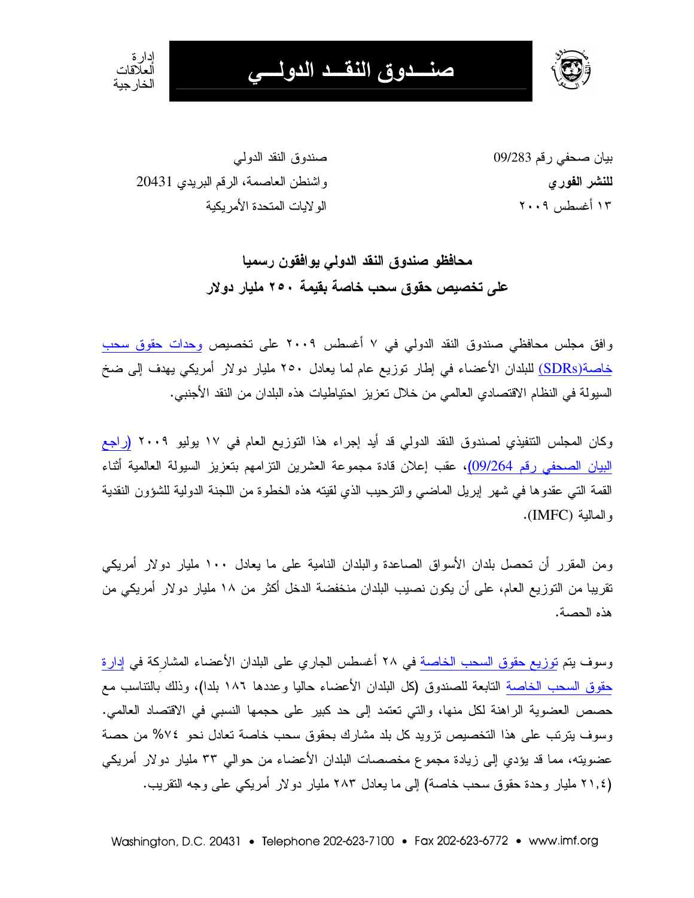إدارة العلاقات الخارجية

**صنــــدوق النقــد الدولـــي**

بيان صحفي رقم 09/283
**للنشر الفوري**
١٣ أغسطس ٢٠٠٩

صندوق النقد الدولي
واشنطن العاصمة، الرقم البريدي 20431
الولايات المتحدة الأمريكية

## محافظو صندوق النقد الدولي يوافقون رسميا على تخصيص حقوق سحب خاصة بقيمة ٢٥٠ مليار دولار

وافق مجلس محافظي صندوق النقد الدولي في ٧ أغسطس ٢٠٠٩ على تخصيص وحدات حقوق سحب خاصة(SDRs) للبلدان الأعضاء في إطار توزيع عام لما يعادل ٢٥٠ مليار دولار أمريكي يهدف إلى ضخ السيولة في النظام الاقتصادي العالمي من خلال تعزيز احتياطيات هذه البلدان من النقد الأجنبي.

وكان المجلس التنفيذي لصندوق النقد الدولي قد أيد إجراء هذا التوزيع العام في ١٧ يوليو ٢٠٠٩ (راجع البيان الصحفي رقم 09/264)، عقب إعلان قادة مجموعة العشرين التزامهم بتعزيز السيولة العالمية أثناء القمة التي عقدوها في شهر إبريل الماضي والترحيب الذي لقيته هذه الخطوة من اللجنة الدولية للشؤون النقدية والمالية (IMFC).

ومن المقرر أن تحصل بلدان الأسواق الصاعدة والبلدان النامية على ما يعادل ١٠٠ مليار دولار أمريكي تقريبا من التوزيع العام، على أن يكون نصيب البلدان منخفضة الدخل أكثر من ١٨ مليار دولار أمريكي من هذه الحصة.

وسوف يتم توزيع حقوق السحب الخاصة في ٢٨ أغسطس الجاري على البلدان الأعضاء المشارِكة في إدارة حقوق السحب الخاصة التابعة للصندوق (كل البلدان الأعضاء حاليا وعددها ١٨٦ بلدا)، وذلك بالتناسب مع حصص العضوية الراهنة لكل منها، والتي تعتمد إلى حد كبير على حجمها النسبي في الاقتصاد العالمي. وسوف يترتب على هذا التخصيص تزويد كل بلد مشارك بحقوق سحب خاصة تعادل نحو ٧٤% من حصة عضويته، مما قد يؤدي إلى زيادة مجموع مخصصات البلدان الأعضاء من حوالي ٣٣ مليار دولار أمريكي (٢١,٤ مليار وحدة حقوق سحب خاصة) إلى ما يعادل ٢٨٣ مليار دولار أمريكي على وجه التقريب.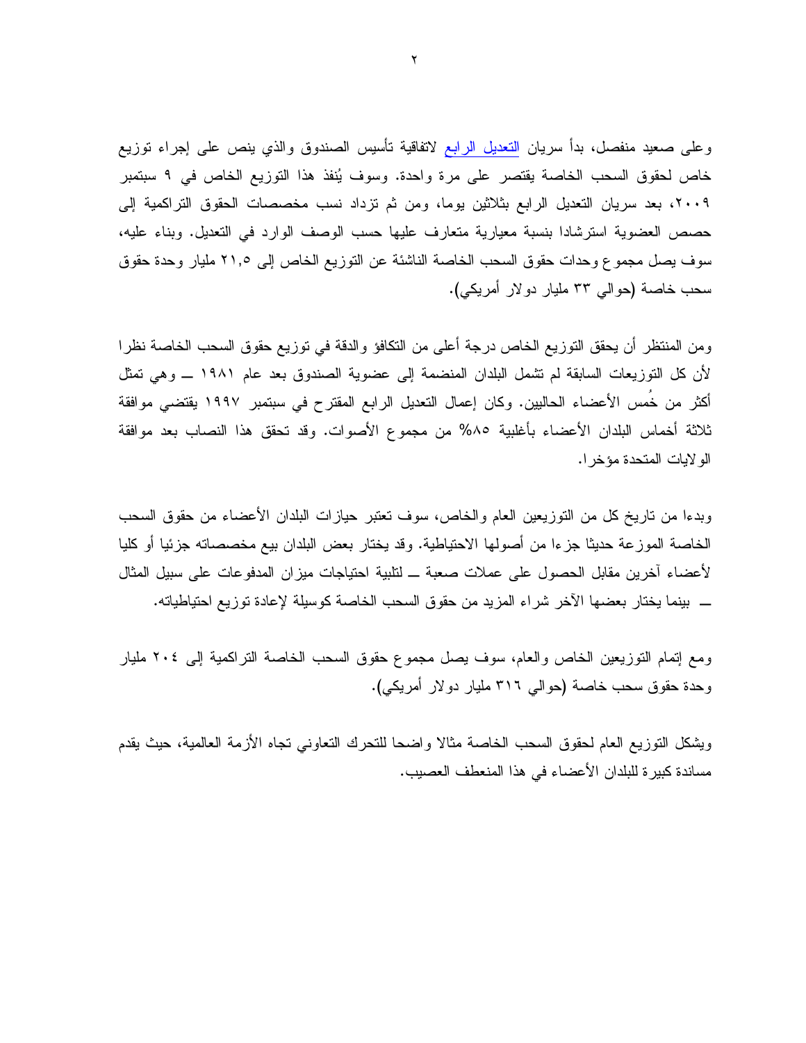وعلى صعيد منفصل، بدأ سريان التعديل الرابع لاتفاقية تأسيس الصندوق والذي ينص على إجراء توزيع خاص لحقوق السحب الخاصة يقتصر على مرة واحدة. وسوف يُنفذ هذا التوزيع الخاص في ٩ سبتمبر ٢٠٠٩، بعد سريان التعديل الرابع بثلاثين يوما، ومن ثم تزداد نسب مخصصات الحقوق التراكمية إلى حصص العضوية استرشادا بنسبة معيارية متعارف عليها حسب الوصف الوارد في التعديل. وبناء عليه، سوف يصل مجموع وحدات حقوق السحب الخاصة الناشئة عن التوزيع الخاص إلى ٢١,٥ مليار وحدة حقوق سحب خاصة (حوالي ٣٣ مليار دولار أمريكي).

ومن المنتظر أن يحقق التوزيع الخاص درجة أعلى من التكافؤ والدقة في توزيع حقوق السحب الخاصة نظرا لأن كل التوزيعات السابقة لم تشمل البلدان المنضمة إلى عضوية الصندوق بعد عام ١٩٨١ ــ وهي تمثل أكثر من خُمس الأعضاء الحاليين. وكان إعمال التعديل الرابع المقترح في سبتمبر ١٩٩٧ يقتضي موافقة ثلاثة أخماس البلدان الأعضاء بأغلبية ٨٥% من مجموع الأصوات. وقد تحقق هذا النصاب بعد موافقة الولايات المتحدة مؤخرا.

وبدءا من تاريخ كل من التوزيعين العام والخاص، سوف تعتبر حيازات البلدان الأعضاء من حقوق السحب الخاصة الموزعة حديثا جزءا من أصولها الاحتياطية. وقد يختار بعض البلدان بيع مخصصاته جزئيا أو كليا لأعضاء آخرين مقابل الحصول على عملات صعبة ــ لتلبية احتياجات ميزان المدفوعات على سبيل المثال ــ بينما يختار بعضها الآخر شراء المزيد من حقوق السحب الخاصة كوسيلة لإعادة توزيع احتياطياته.

ومع إتمام التوزيعين الخاص والعام، سوف يصل مجموع حقوق السحب الخاصة التراكمية إلى ٢٠٤ مليار وحدة حقوق سحب خاصة (حوالي ٣١٦ مليار دولار أمريكي).

ويشكل التوزيع العام لحقوق السحب الخاصة مثالا واضحا للتحرك التعاوني تجاه الأزمة العالمية، حيث يقدم مساندة كبيرة للبلدان الأعضاء في هذا المنعطف العصيب.